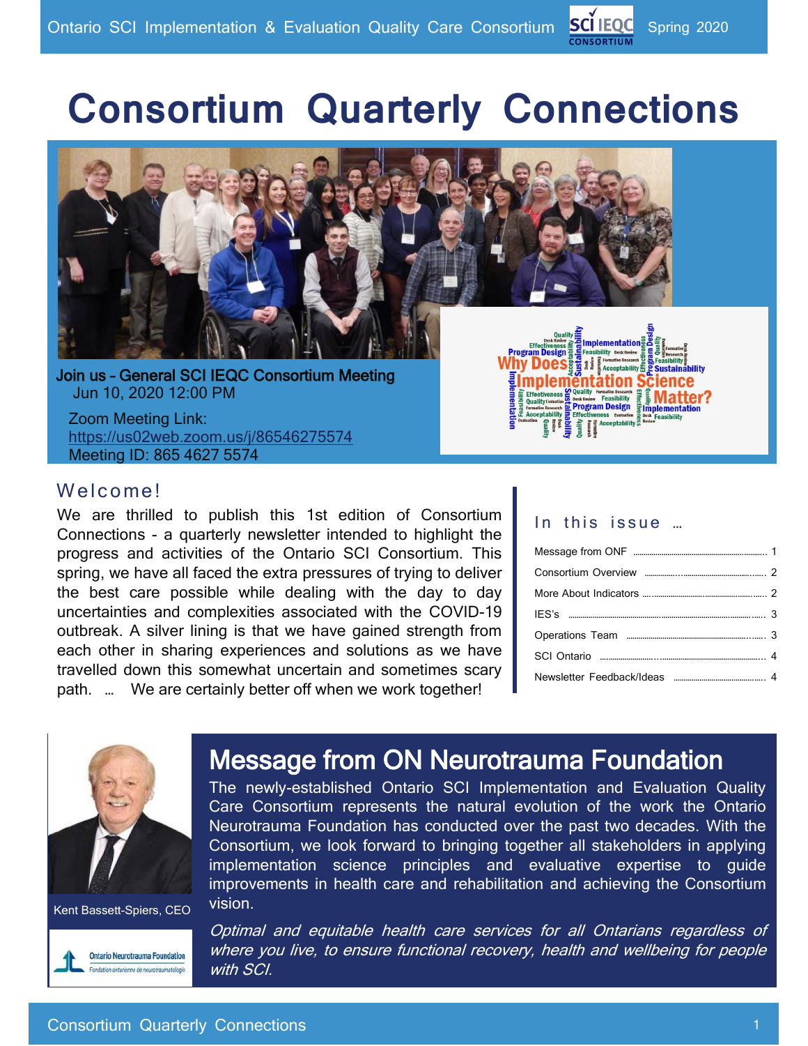# Consortium Quarterly Connections

**Join us – General SCI IEQC Consortium Meeting**
Jun 10, 2020 12:00 PM

Zoom Meeting Link:
https://us02web.zoom.us/j/86546275574
Meeting ID: 865 4627 5574

## Welcome!

We are thrilled to publish this 1st edition of Consortium Connections - a quarterly newsletter intended to highlight the progress and activities of the Ontario SCI Consortium. This spring, we have all faced the extra pressures of trying to deliver the best care possible while dealing with the day to day uncertainties and complexities associated with the COVID-19 outbreak. A silver lining is that we have gained strength from each other in sharing experiences and solutions as we have travelled down this somewhat uncertain and sometimes scary path. … We are certainly better off when we work together!

## In this issue …

| | |
|---|---|
| Message from ONF | 1 |
| Consortium Overview | 2 |
| More About Indicators | 2 |
| IES's | 3 |
| Operations Team | 3 |
| SCI Ontario | 4 |
| Newsletter Feedback/Ideas | 4 |

## Message from ON Neurotrauma Foundation

Kent Bassett-Spiers, CEO

Ontario Neurotrauma Foundation
Fondation ontarienne de neurotraumatologie

The newly-established Ontario SCI Implementation and Evaluation Quality Care Consortium represents the natural evolution of the work the Ontario Neurotrauma Foundation has conducted over the past two decades. With the Consortium, we look forward to bringing together all stakeholders in applying implementation science principles and evaluative expertise to guide improvements in health care and rehabilitation and achieving the Consortium vision.

*Optimal and equitable health care services for all Ontarians regardless of where you live, to ensure functional recovery, health and wellbeing for people with SCI.*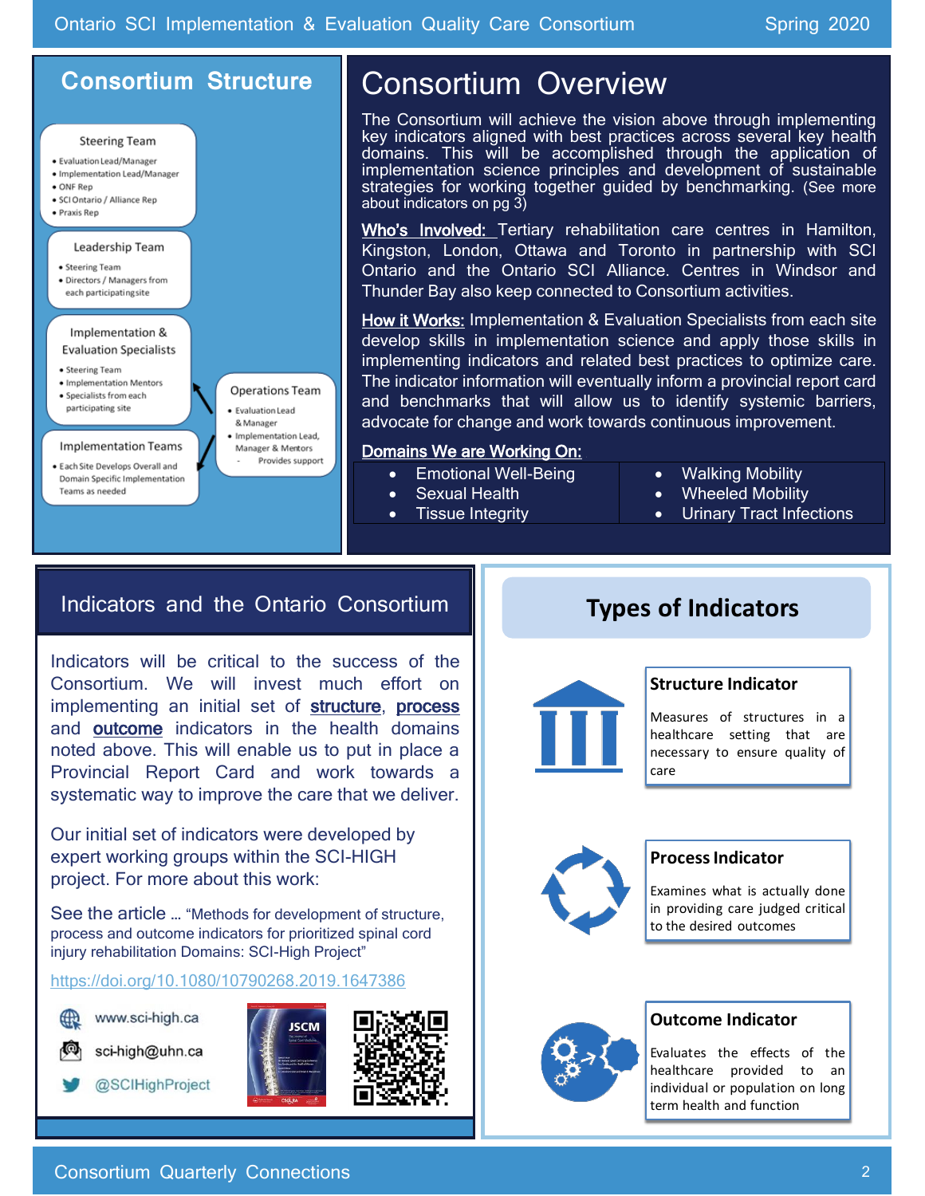## Consortium Structure

**Steering Team**

- Evaluation Lead/Manager
- Implementation Lead/Manager
- ONF Rep
- SCI Ontario / Alliance Rep
- Praxis Rep

**Leadership Team**

- Steering Team
- Directors / Managers from each participating site

**Implementation & Evaluation Specialists**

- Steering Team
- Implementation Mentors
- Specialists from each participating site

**Implementation Teams**

- Each Site Develops Overall and Domain Specific Implementation Teams as needed

**Operations Team**

- Evaluation Lead & Manager
- Implementation Lead, Manager & Mentors
  - Provides support

# Consortium Overview

The Consortium will achieve the vision above through implementing key indicators aligned with best practices across several key health domains. This will be accomplished through the application of implementation science principles and development of sustainable strategies for working together guided by benchmarking. (See more about indicators on pg 3)

**Who's Involved:** Tertiary rehabilitation care centres in Hamilton, Kingston, London, Ottawa and Toronto in partnership with SCI Ontario and the Ontario SCI Alliance. Centres in Windsor and Thunder Bay also keep connected to Consortium activities.

**How it Works:** Implementation & Evaluation Specialists from each site develop skills in implementation science and apply those skills in implementing indicators and related best practices to optimize care. The indicator information will eventually inform a provincial report card and benchmarks that will allow us to identify systemic barriers, advocate for change and work towards continuous improvement.

**Domains We are Working On:**

| | |
|---|---|
| • Emotional Well-Being | • Walking Mobility |
| • Sexual Health | • Wheeled Mobility |
| • Tissue Integrity | • Urinary Tract Infections |

## Indicators and the Ontario Consortium

Indicators will be critical to the success of the Consortium. We will invest much effort on implementing an initial set of **structure**, **process** and **outcome** indicators in the health domains noted above. This will enable us to put in place a Provincial Report Card and work towards a systematic way to improve the care that we deliver.

Our initial set of indicators were developed by expert working groups within the SCI-HIGH project. For more about this work:

See the article … "Methods for development of structure, process and outcome indicators for prioritized spinal cord injury rehabilitation Domains: SCI-High Project"

https://doi.org/10.1080/10790268.2019.1647386

www.sci-high.ca

sci-high@uhn.ca

@SCIHighProject

## Types of Indicators

**Structure Indicator**

Measures of structures in a healthcare setting that are necessary to ensure quality of care

**Process Indicator**

Examines what is actually done in providing care judged critical to the desired outcomes

**Outcome Indicator**

Evaluates the effects of the healthcare provided to an individual or population on long term health and function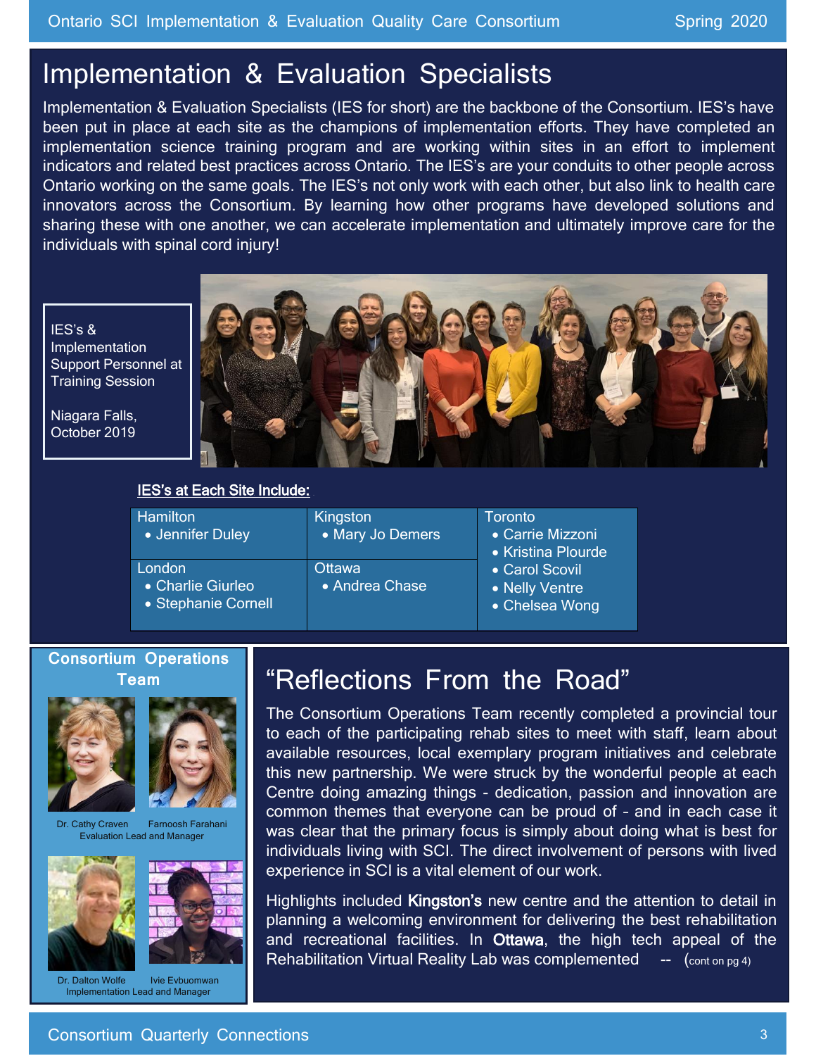# Implementation & Evaluation Specialists

Implementation & Evaluation Specialists (IES for short) are the backbone of the Consortium. IES's have been put in place at each site as the champions of implementation efforts. They have completed an implementation science training program and are working within sites in an effort to implement indicators and related best practices across Ontario. The IES's are your conduits to other people across Ontario working on the same goals. The IES's not only work with each other, but also link to health care innovators across the Consortium. By learning how other programs have developed solutions and sharing these with one another, we can accelerate implementation and ultimately improve care for the individuals with spinal cord injury!

IES's & Implementation Support Personnel at Training Session

Niagara Falls, October 2019

**IES's at Each Site Include:**

| Hamilton | Kingston | Toronto |
|---|---|---|
| • Jennifer Duley | • Mary Jo Demers | • Carrie Mizzoni<br>• Kristina Plourde<br>• Carol Scovil<br>• Nelly Ventre<br>• Chelsea Wong |
| **London** | **Ottawa** | |
| • Charlie Giurleo<br>• Stephanie Cornell | • Andrea Chase | |

## Consortium Operations Team

Dr. Cathy Craven — Evaluation Lead

Farnoosh Farahani — Manager

Dr. Dalton Wolfe — Implementation Lead

Ivie Evbuomwan — Manager

# "Reflections From the Road"

The Consortium Operations Team recently completed a provincial tour to each of the participating rehab sites to meet with staff, learn about available resources, local exemplary program initiatives and celebrate this new partnership. We were struck by the wonderful people at each Centre doing amazing things - dedication, passion and innovation are common themes that everyone can be proud of - and in each case it was clear that the primary focus is simply about doing what is best for individuals living with SCI. The direct involvement of persons with lived experience in SCI is a vital element of our work.

Highlights included **Kingston's** new centre and the attention to detail in planning a welcoming environment for delivering the best rehabilitation and recreational facilities. In **Ottawa**, the high tech appeal of the Rehabilitation Virtual Reality Lab was complemented -- (cont on pg 4)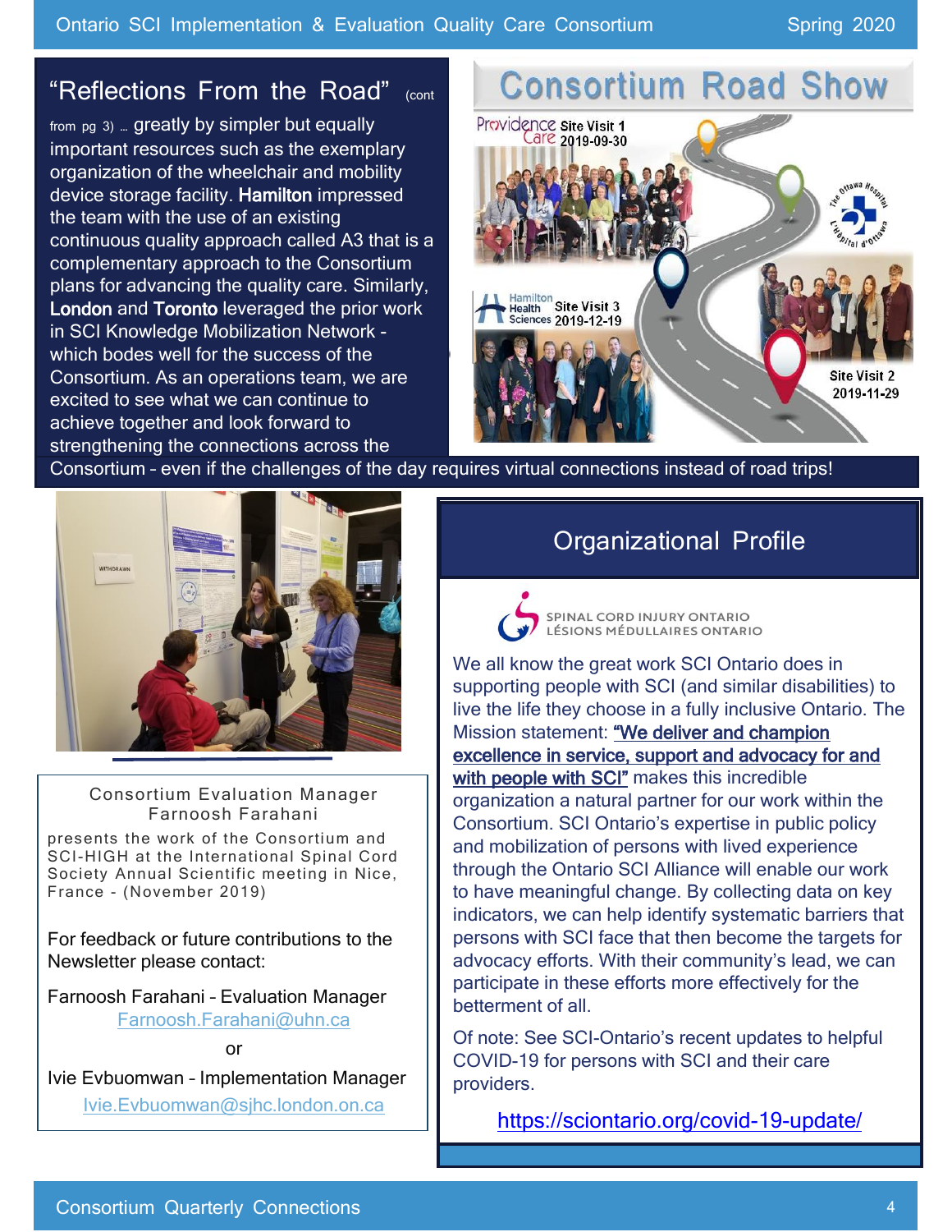## "Reflections From the Road" (cont from pg 3) …

greatly by simpler but equally important resources such as the exemplary organization of the wheelchair and mobility device storage facility. **Hamilton** impressed the team with the use of an existing continuous quality approach called A3 that is a complementary approach to the Consortium plans for advancing the quality care. Similarly, **London** and **Toronto** leveraged the prior work in SCI Knowledge Mobilization Network - which bodes well for the success of the Consortium. As an operations team, we are excited to see what we can continue to achieve together and look forward to strengthening the connections across the Consortium – even if the challenges of the day requires virtual connections instead of road trips!

## Consortium Road Show

Providence Care Site Visit 1 2019-09-30

Site Visit 2 2019-11-29

Hamilton Health Sciences Site Visit 3 2019-12-19

Consortium Evaluation Manager Farnoosh Farahani presents the work of the Consortium and SCI-HIGH at the International Spinal Cord Society Annual Scientific meeting in Nice, France - (November 2019)

For feedback or future contributions to the Newsletter please contact:

Farnoosh Farahani – Evaluation Manager
Farnoosh.Farahani@uhn.ca

or

Ivie Evbuomwan – Implementation Manager
Ivie.Evbuomwan@sjhc.london.on.ca

## Organizational Profile

SPINAL CORD INJURY ONTARIO
LÉSIONS MÉDULLAIRES ONTARIO

We all know the great work SCI Ontario does in supporting people with SCI (and similar disabilities) to live the life they choose in a fully inclusive Ontario. The Mission statement: **"We deliver and champion excellence in service, support and advocacy for and with people with SCI"** makes this incredible organization a natural partner for our work within the Consortium. SCI Ontario's expertise in public policy and mobilization of persons with lived experience through the Ontario SCI Alliance will enable our work to have meaningful change. By collecting data on key indicators, we can help identify systematic barriers that persons with SCI face that then become the targets for advocacy efforts. With their community's lead, we can participate in these efforts more effectively for the betterment of all.

Of note: See SCI-Ontario's recent updates to helpful COVID-19 for persons with SCI and their care providers.

https://sciontario.org/covid-19-update/